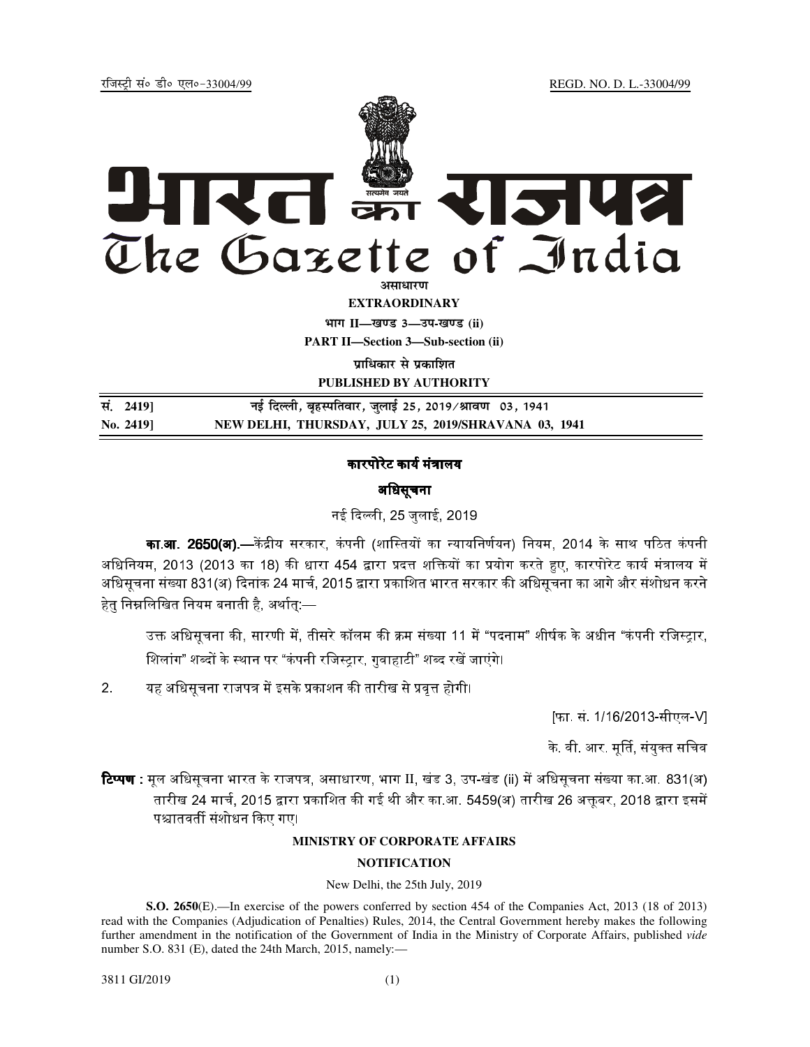रजिस्ट्री सं० डी० एल०-33004/99 REGD. NO. D. L.-33004/99

# भारत का राजपत्र
# The Gazette of India

असाधारण

**EXTRAORDINARY**

**भाग II—खण्ड 3—उप-खण्ड (ii)**

**PART II—Section 3—Sub-section (ii)**

**प्राधिकार से प्रकाशित**

**PUBLISHED BY AUTHORITY**

| | |
|---|---|
| **सं. 2419]** | **नई दिल्ली, बृहस्पतिवार, जुलाई 25, 2019/श्रावण 03, 1941** |
| **No. 2419]** | **NEW DELHI, THURSDAY, JULY 25, 2019/SHRAVANA 03, 1941** |

## कारपोरेट कार्य मंत्रालय

### अधिसूचना

नई दिल्ली, 25 जुलाई, 2019

**का.आ. 2650(अ).**—केंद्रीय सरकार, कंपनी (शास्तियों का न्यायनिर्णयन) नियम, 2014 के साथ पठित कंपनी अधिनियम, 2013 (2013 का 18) की धारा 454 द्वारा प्रदत्त शक्तियों का प्रयोग करते हुए, कारपोरेट कार्य मंत्रालय में अधिसूचना संख्या 831(अ) दिनांक 24 मार्च, 2015 द्वारा प्रकाशित भारत सरकार की अधिसूचना का आगे और संशोधन करने हेतु निम्नलिखित नियम बनाती है, अर्थात्:—

उक्त अधिसूचना की, सारणी में, तीसरे कॉलम की क्रम संख्या 11 में "पदनाम" शीर्षक के अधीन "कंपनी रजिस्ट्रार, शिलांग" शब्दों के स्थान पर "कंपनी रजिस्ट्रार, गुवाहाटी" शब्द रखें जाएंगे।

2. यह अधिसूचना राजपत्र में इसके प्रकाशन की तारीख से प्रवृत्त होगी।

[फा. सं. 1/16/2013-सीएल-V]

के. वी. आर. मूर्ति, संयुक्त सचिव

**टिप्पण :** मूल अधिसूचना भारत के राजपत्र, असाधारण, भाग II, खंड 3, उप-खंड (ii) में अधिसूचना संख्या का.आ. 831(अ) तारीख 24 मार्च, 2015 द्वारा प्रकाशित की गई थी और का.आ. 5459(अ) तारीख 26 अक्तूबर, 2018 द्वारा इसमें पश्चातवर्ती संशोधन किए गए।

## MINISTRY OF CORPORATE AFFAIRS

### NOTIFICATION

New Delhi, the 25th July, 2019

**S.O. 2650**(E).—In exercise of the powers conferred by section 454 of the Companies Act, 2013 (18 of 2013) read with the Companies (Adjudication of Penalties) Rules, 2014, the Central Government hereby makes the following further amendment in the notification of the Government of India in the Ministry of Corporate Affairs, published *vide* number S.O. 831 (E), dated the 24th March, 2015, namely:—

3811 GI/2019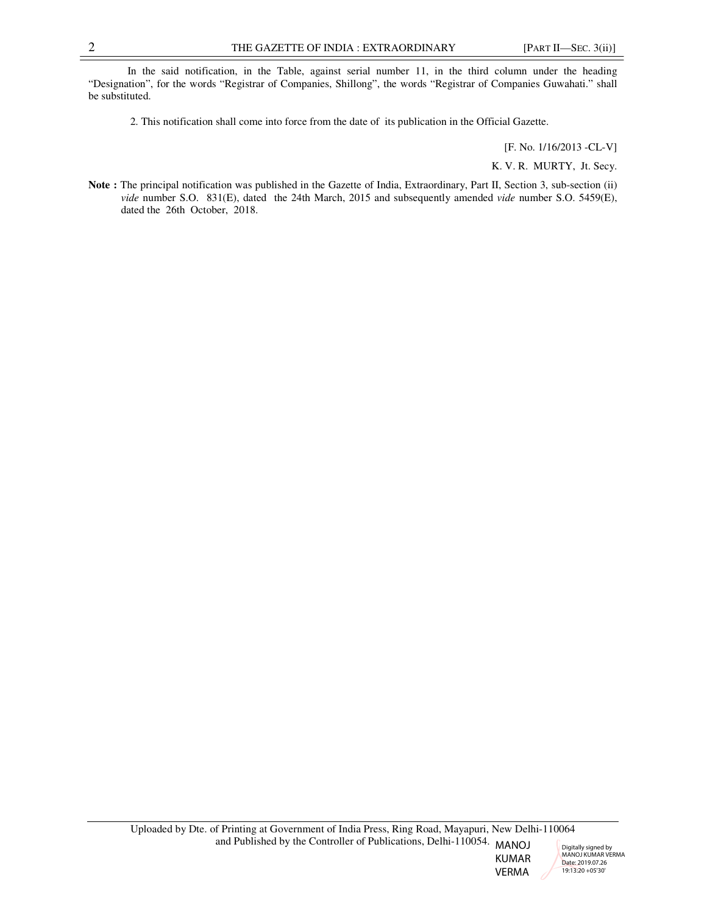In the said notification, in the Table, against serial number 11, in the third column under the heading "Designation", for the words "Registrar of Companies, Shillong", the words "Registrar of Companies Guwahati." shall be substituted.

2. This notification shall come into force from the date of its publication in the Official Gazette.

[F. No. 1/16/2013 -CL-V]

K. V. R. MURTY, Jt. Secy.

**Note :** The principal notification was published in the Gazette of India, Extraordinary, Part II, Section 3, sub-section (ii) *vide* number S.O. 831(E), dated the 24th March, 2015 and subsequently amended *vide* number S.O. 5459(E), dated the 26th October, 2018.

Uploaded by Dte. of Printing at Government of India Press, Ring Road, Mayapuri, New Delhi-110064 and Published by the Controller of Publications, Delhi-110054.

MANOJ KUMAR VERMA

Digitally signed by MANOJ KUMAR VERMA
Date: 2019.07.26 19:13:20 +05'30'